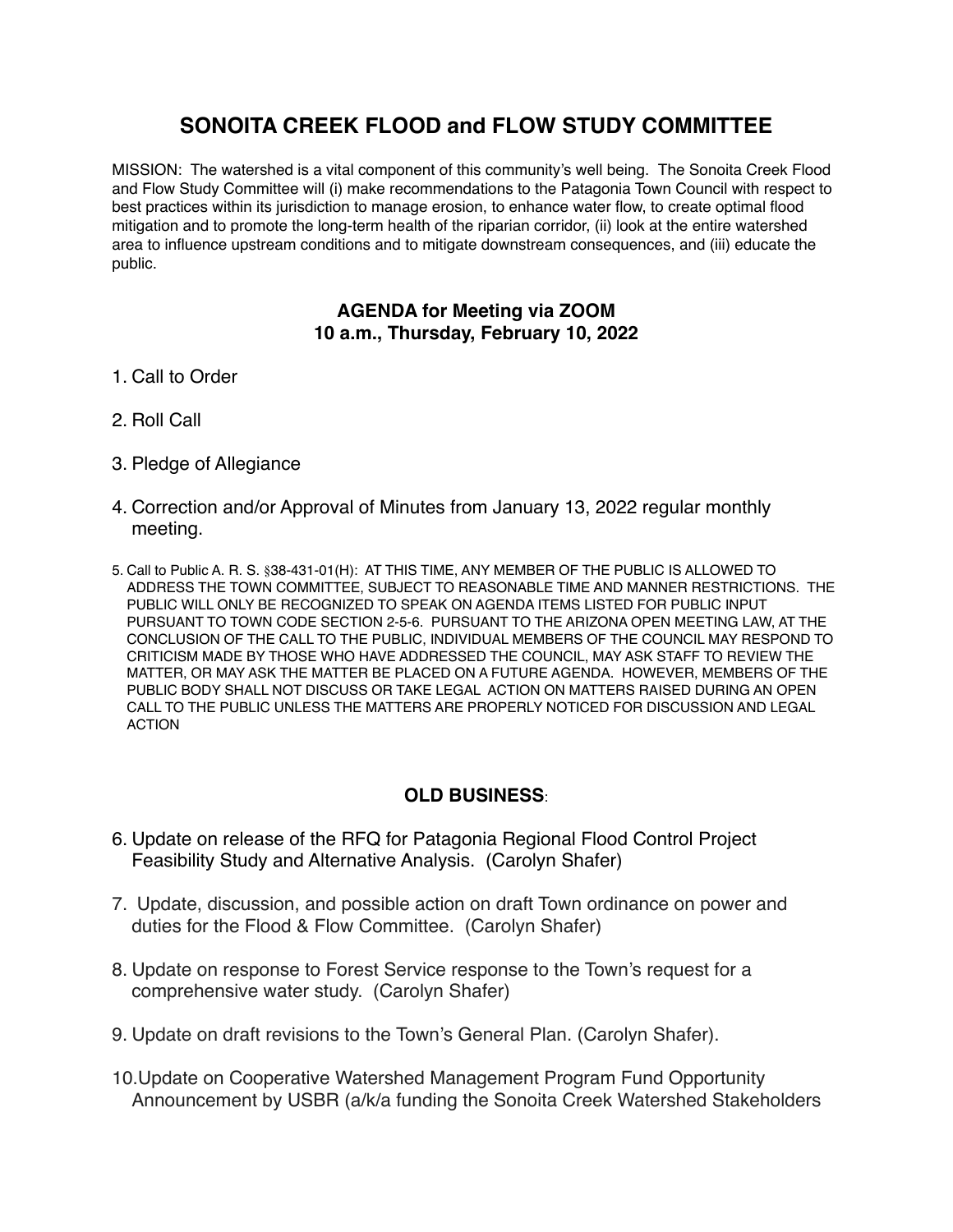# SONOITA CREEK FLOOD and FLOW STUDY COMMITTEE

MISSION: The watershed is a vital component of this community's well being. The Sonoita Creek Flood and Flow Study Committee will (i) make recommendations to the Patagonia Town Council with respect to best practices within its jurisdiction to manage erosion, to enhance water flow, to create optimal flood mitigation and to promote the long-term health of the riparian corridor, (ii) look at the entire watershed area to influence upstream conditions and to mitigate downstream consequences, and (iii) educate the public.

### AGENDA for Meeting via ZOOM
### 10 a.m., Thursday, February 10, 2022

1. Call to Order

2. Roll Call

3. Pledge of Allegiance

4. Correction and/or Approval of Minutes from January 13, 2022 regular monthly meeting.

5. Call to Public A. R. S. §38-431-01(H): AT THIS TIME, ANY MEMBER OF THE PUBLIC IS ALLOWED TO ADDRESS THE TOWN COMMITTEE, SUBJECT TO REASONABLE TIME AND MANNER RESTRICTIONS. THE PUBLIC WILL ONLY BE RECOGNIZED TO SPEAK ON AGENDA ITEMS LISTED FOR PUBLIC INPUT PURSUANT TO TOWN CODE SECTION 2-5-6. PURSUANT TO THE ARIZONA OPEN MEETING LAW, AT THE CONCLUSION OF THE CALL TO THE PUBLIC, INDIVIDUAL MEMBERS OF THE COUNCIL MAY RESPOND TO CRITICISM MADE BY THOSE WHO HAVE ADDRESSED THE COUNCIL, MAY ASK STAFF TO REVIEW THE MATTER, OR MAY ASK THE MATTER BE PLACED ON A FUTURE AGENDA. HOWEVER, MEMBERS OF THE PUBLIC BODY SHALL NOT DISCUSS OR TAKE LEGAL ACTION ON MATTERS RAISED DURING AN OPEN CALL TO THE PUBLIC UNLESS THE MATTERS ARE PROPERLY NOTICED FOR DISCUSSION AND LEGAL ACTION

### OLD BUSINESS:

6. Update on release of the RFQ for Patagonia Regional Flood Control Project Feasibility Study and Alternative Analysis. (Carolyn Shafer)

7. Update, discussion, and possible action on draft Town ordinance on power and duties for the Flood & Flow Committee. (Carolyn Shafer)

8. Update on response to Forest Service response to the Town's request for a comprehensive water study. (Carolyn Shafer)

9. Update on draft revisions to the Town's General Plan. (Carolyn Shafer).

10. Update on Cooperative Watershed Management Program Fund Opportunity Announcement by USBR (a/k/a funding the Sonoita Creek Watershed Stakeholders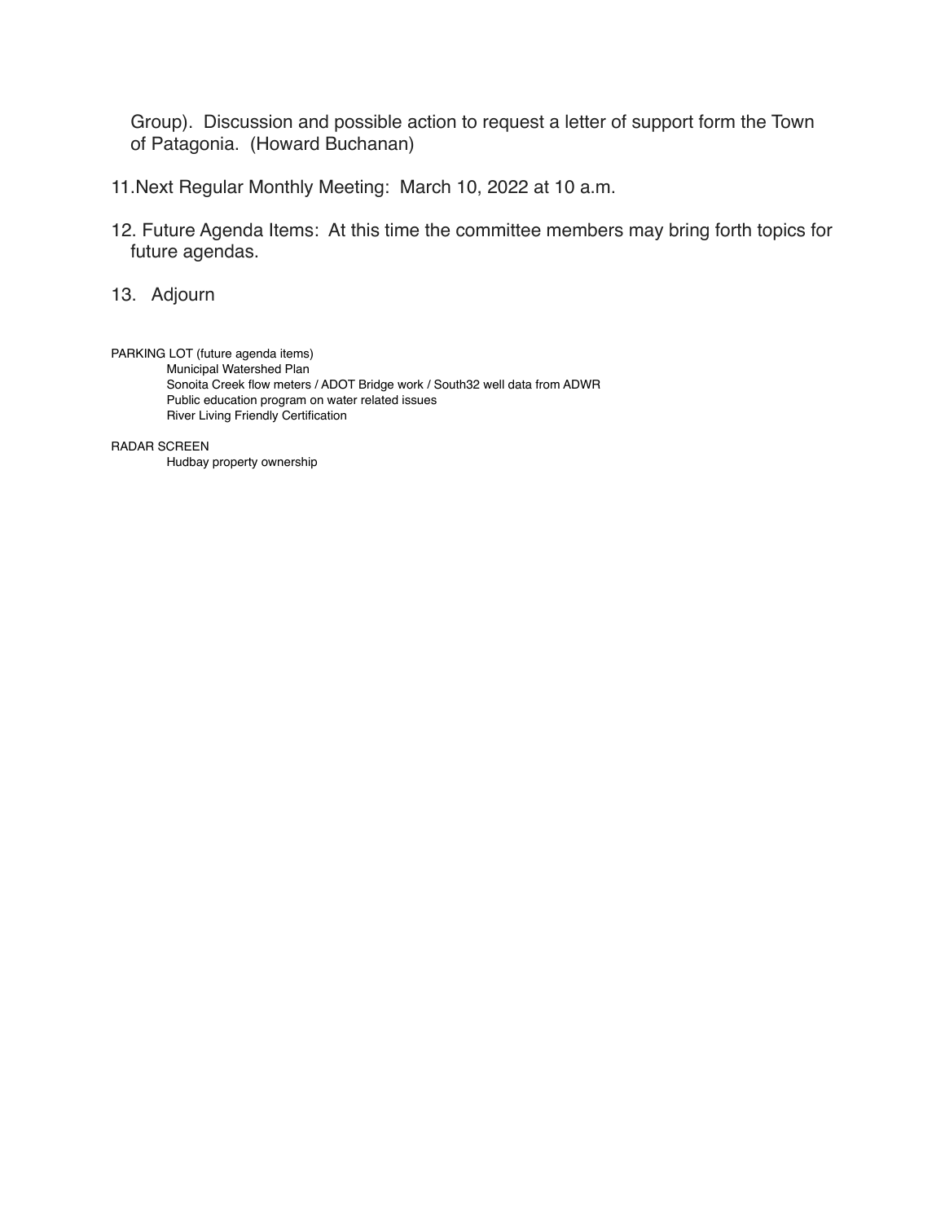Group). Discussion and possible action to request a letter of support form the Town of Patagonia. (Howard Buchanan)

11. Next Regular Monthly Meeting: March 10, 2022 at 10 a.m.

12. Future Agenda Items: At this time the committee members may bring forth topics for future agendas.

13. Adjourn

PARKING LOT (future agenda items)

- Municipal Watershed Plan
- Sonoita Creek flow meters / ADOT Bridge work / South32 well data from ADWR
- Public education program on water related issues
- River Living Friendly Certification

RADAR SCREEN

- Hudbay property ownership